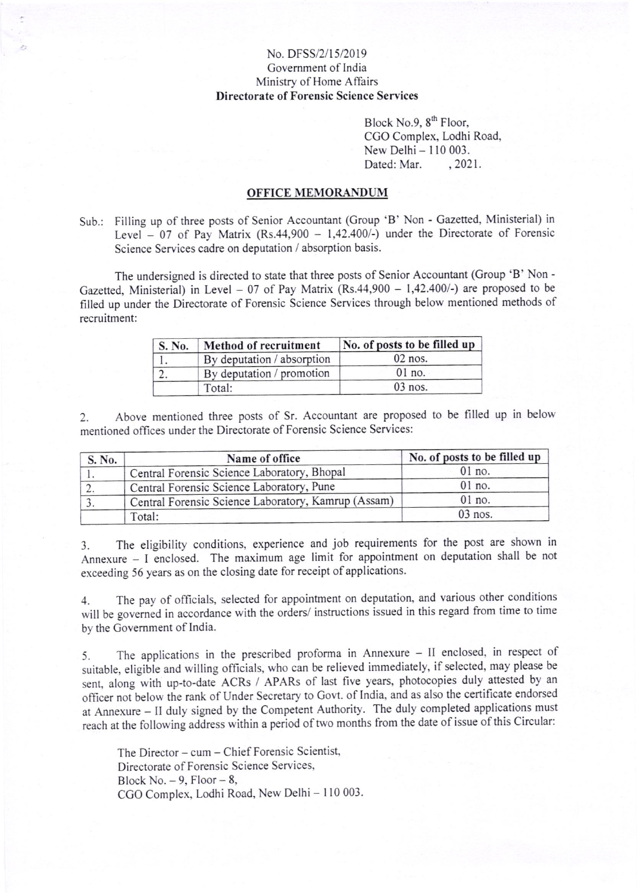No. DFSS/2/15/2019
Government of India
Ministry of Home Affairs
**Directorate of Forensic Science Services**

Block No.9, 8th Floor,
CGO Complex, Lodhi Road,
New Delhi – 110 003.
Dated: Mar. , 2021.

## OFFICE MEMORANDUM

Sub.: Filling up of three posts of Senior Accountant (Group 'B' Non - Gazetted, Ministerial) in Level – 07 of Pay Matrix (Rs.44,900 – 1,42.400/-) under the Directorate of Forensic Science Services cadre on deputation / absorption basis.

The undersigned is directed to state that three posts of Senior Accountant (Group 'B' Non - Gazetted, Ministerial) in Level – 07 of Pay Matrix (Rs.44,900 – 1,42.400/-) are proposed to be filled up under the Directorate of Forensic Science Services through below mentioned methods of recruitment:

| S. No. | Method of recruitment | No. of posts to be filled up |
|---|---|---|
| 1. | By deputation / absorption | 02 nos. |
| 2. | By deputation / promotion | 01 no. |
| | Total: | 03 nos. |

2. Above mentioned three posts of Sr. Accountant are proposed to be filled up in below mentioned offices under the Directorate of Forensic Science Services:

| S. No. | Name of office | No. of posts to be filled up |
|---|---|---|
| 1. | Central Forensic Science Laboratory, Bhopal | 01 no. |
| 2. | Central Forensic Science Laboratory, Pune | 01 no. |
| 3. | Central Forensic Science Laboratory, Kamrup (Assam) | 01 no. |
| | Total: | 03 nos. |

3. The eligibility conditions, experience and job requirements for the post are shown in Annexure – I enclosed. The maximum age limit for appointment on deputation shall be not exceeding 56 years as on the closing date for receipt of applications.

4. The pay of officials, selected for appointment on deputation, and various other conditions will be governed in accordance with the orders/ instructions issued in this regard from time to time by the Government of India.

5. The applications in the prescribed proforma in Annexure – II enclosed, in respect of suitable, eligible and willing officials, who can be relieved immediately, if selected, may please be sent, along with up-to-date ACRs / APARs of last five years, photocopies duly attested by an officer not below the rank of Under Secretary to Govt. of India, and as also the certificate endorsed at Annexure – II duly signed by the Competent Authority. The duly completed applications must reach at the following address within a period of two months from the date of issue of this Circular:

The Director – cum – Chief Forensic Scientist,
Directorate of Forensic Science Services,
Block No. – 9, Floor – 8,
CGO Complex, Lodhi Road, New Delhi – 110 003.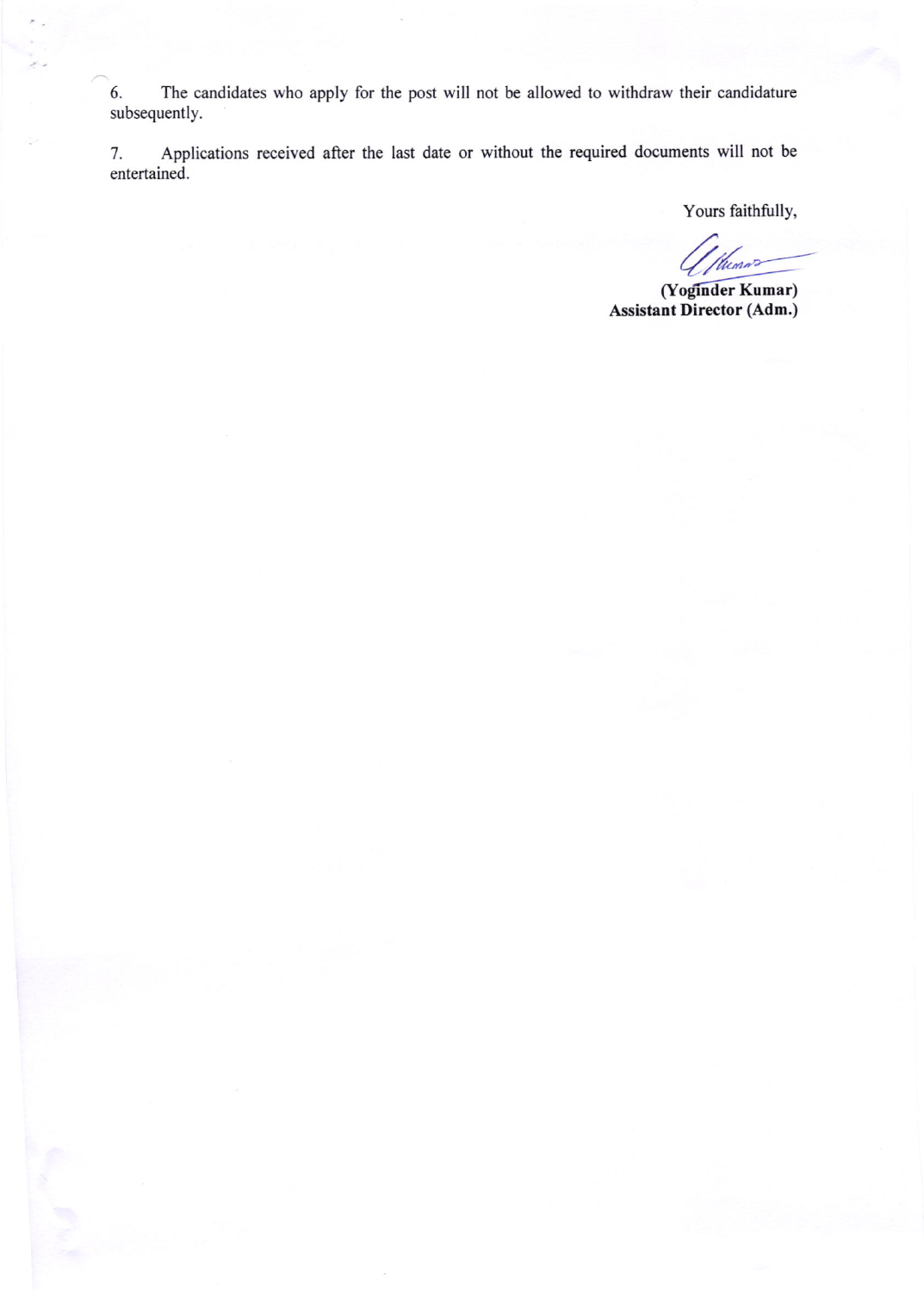6. The candidates who apply for the post will not be allowed to withdraw their candidature subsequently.

7. Applications received after the last date or without the required documents will not be entertained.

Yours faithfully,

**(Yoginder Kumar)**
**Assistant Director (Adm.)**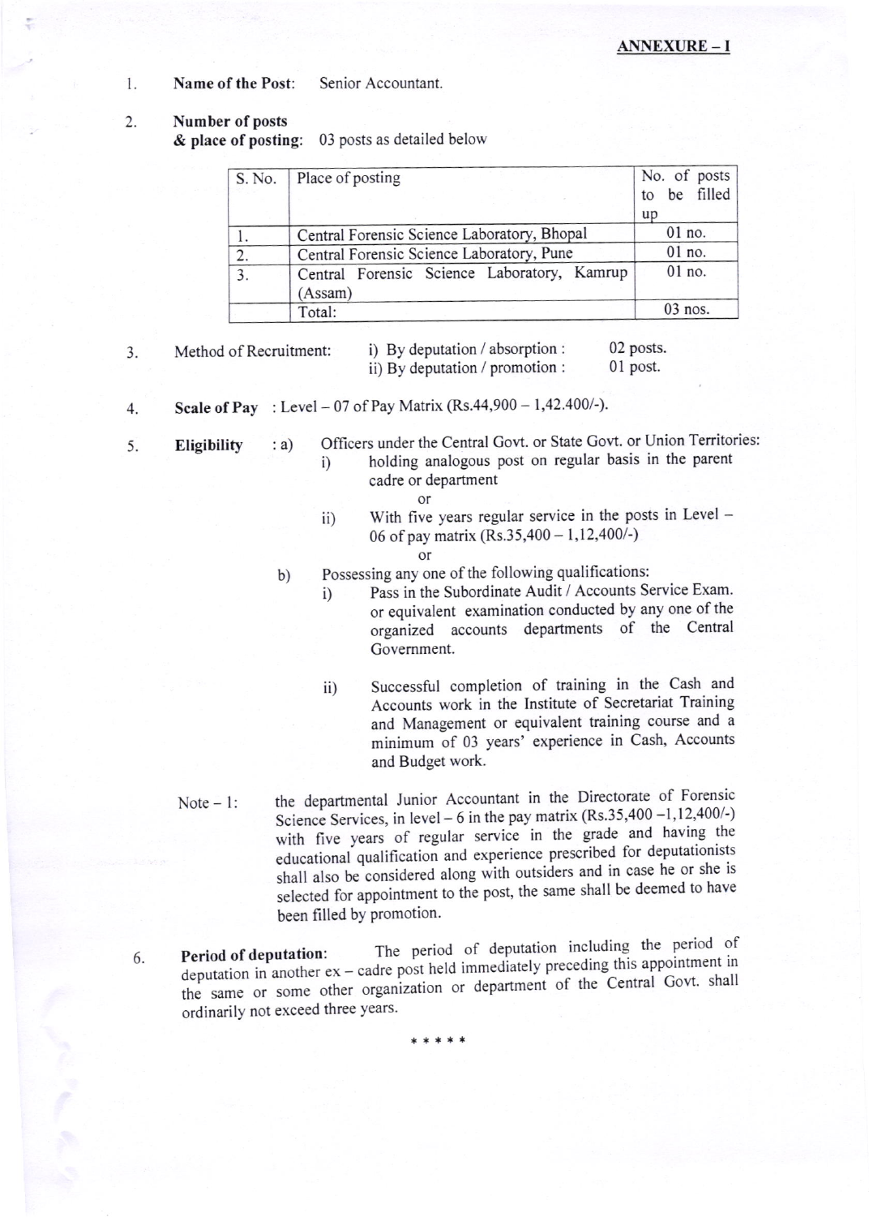**ANNEXURE – I**

1. **Name of the Post**: Senior Accountant.

2. **Number of posts & place of posting**: 03 posts as detailed below

| S. No. | Place of posting | No. of posts to be filled up |
|---|---|---|
| 1. | Central Forensic Science Laboratory, Bhopal | 01 no. |
| 2. | Central Forensic Science Laboratory, Pune | 01 no. |
| 3. | Central Forensic Science Laboratory, Kamrup (Assam) | 01 no. |
| | Total: | 03 nos. |

3. Method of Recruitment:
   - i) By deputation / absorption : 02 posts.
   - ii) By deputation / promotion : 01 post.

4. **Scale of Pay** : Level – 07 of Pay Matrix (Rs.44,900 – 1,42.400/-).

5. **Eligibility** :
   - a) Officers under the Central Govt. or State Govt. or Union Territories:
     - i) holding analogous post on regular basis in the parent cadre or department

       or

     - ii) With five years regular service in the posts in Level – 06 of pay matrix (Rs.35,400 – 1,12,400/-)

       or

   - b) Possessing any one of the following qualifications:
     - i) Pass in the Subordinate Audit / Accounts Service Exam. or equivalent examination conducted by any one of the organized accounts departments of the Central Government.
     - ii) Successful completion of training in the Cash and Accounts work in the Institute of Secretariat Training and Management or equivalent training course and a minimum of 03 years' experience in Cash, Accounts and Budget work.

Note – 1: the departmental Junior Accountant in the Directorate of Forensic Science Services, in level – 6 in the pay matrix (Rs.35,400 –1,12,400/-) with five years of regular service in the grade and having the educational qualification and experience prescribed for deputationists shall also be considered along with outsiders and in case he or she is selected for appointment to the post, the same shall be deemed to have been filled by promotion.

6. **Period of deputation**: The period of deputation including the period of deputation in another ex – cadre post held immediately preceding this appointment in the same or some other organization or department of the Central Govt. shall ordinarily not exceed three years.

\*\*\*\*\*